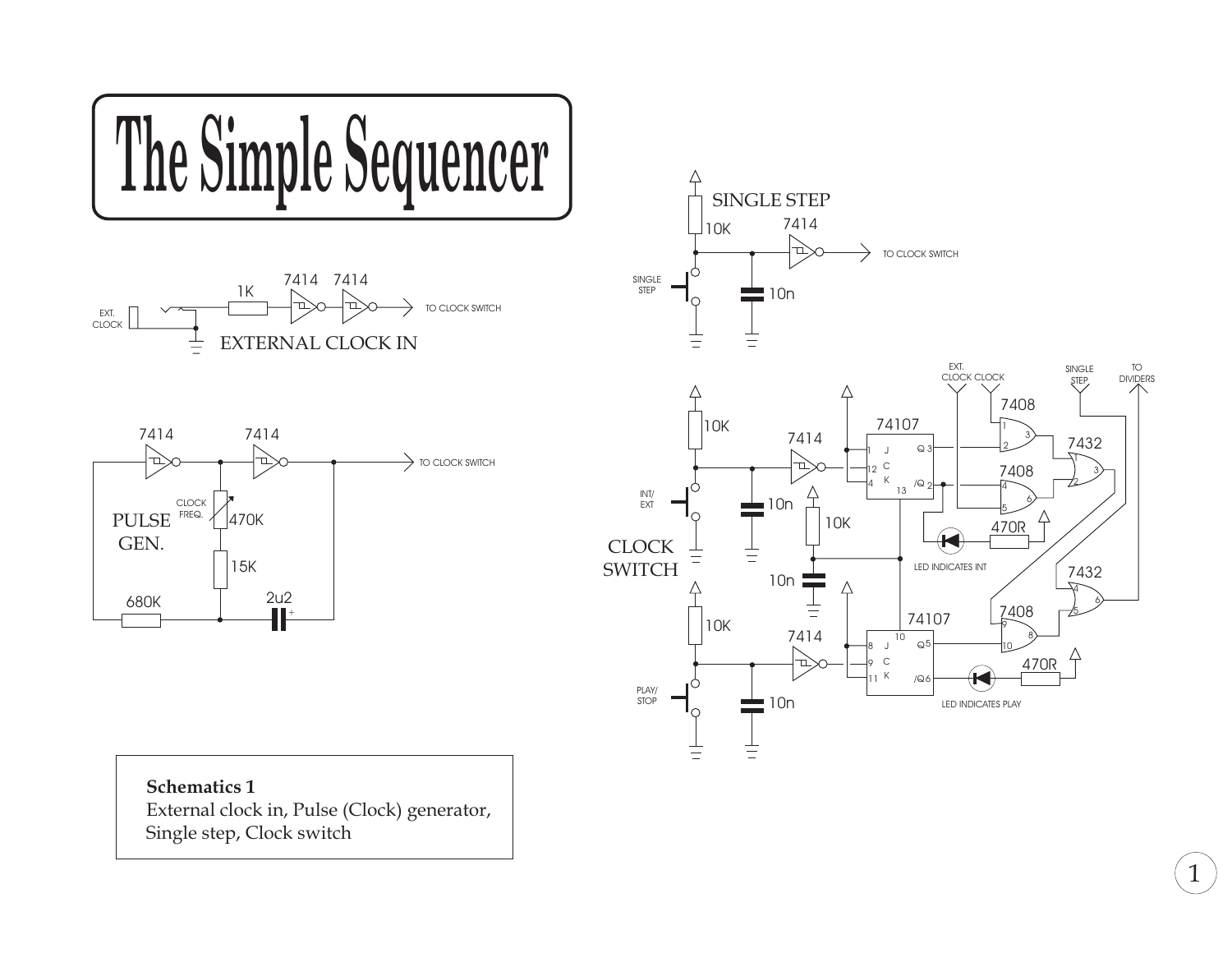# The Simple Sequencer

EXT. CLOCK

1K

7414 7414

TO CLOCK SWITCH

EXTERNAL CLOCK IN

7414 7414

TO CLOCK SWITCH

CLOCK FREQ.

PULSE GEN.

470K

15K

680K

2u2

SINGLE STEP

10K

7414

TO CLOCK SWITCH

SINGLE STEP

10n

EXT. CLOCK CLOCK

SINGLE STEP

TO DIVIDERS

7408

74107

7432

INT/ EXT

CLOCK SWITCH

10K

10n

7414

10K

10n

LED INDICATES INT

470R

PLAY/ STOP

7408

7432

74107

470R

LED INDICATES PLAY

**Schematics 1**
External clock in, Pulse (Clock) generator, Single step, Clock switch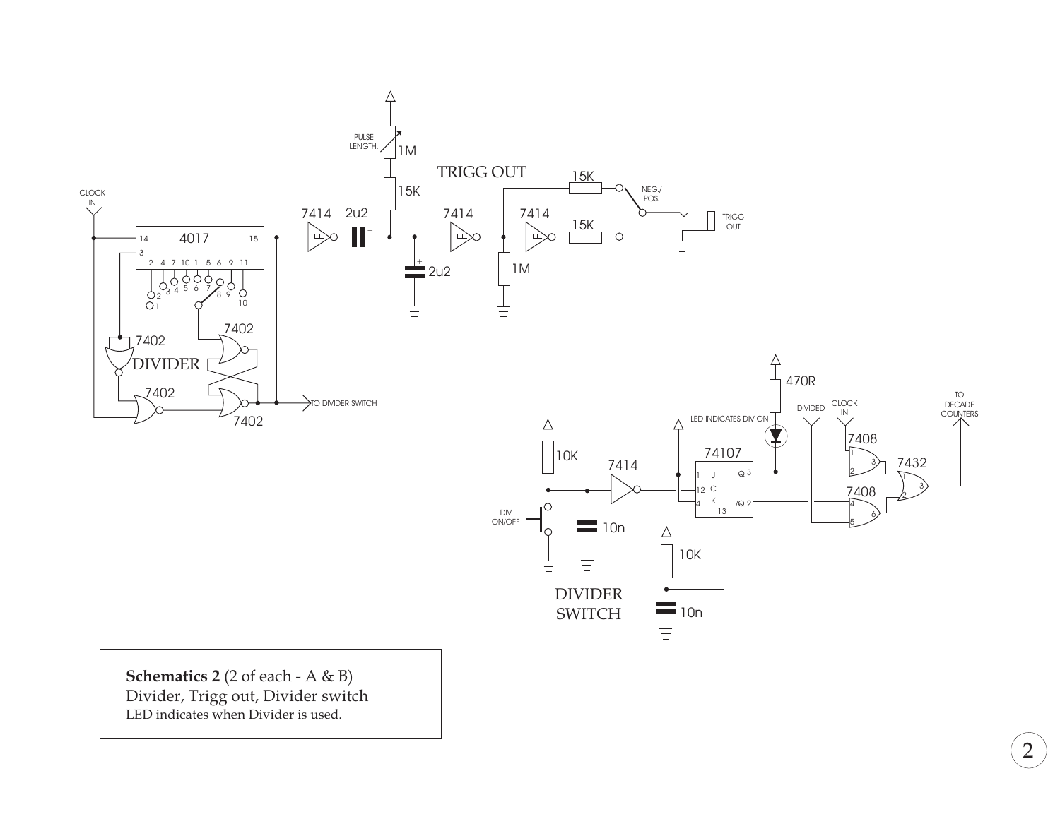**Schematics 2** (2 of each - A & B)
Divider, Trigg out, Divider switch
LED indicates when Divider is used.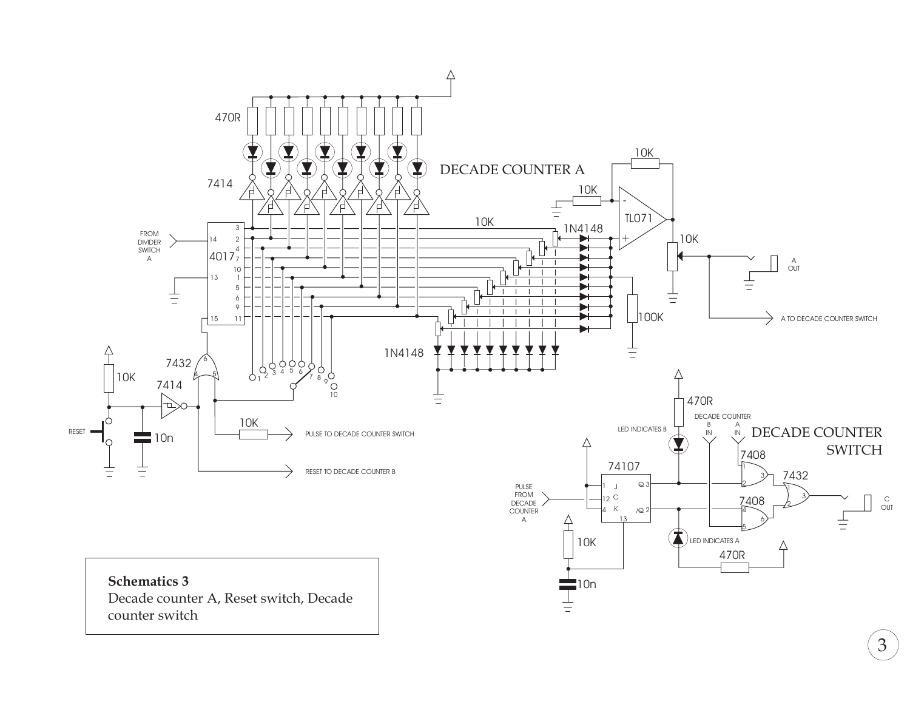DECADE COUNTER A

DECADE COUNTER SWITCH

**Schematics 3**
Decade counter A, Reset switch, Decade counter switch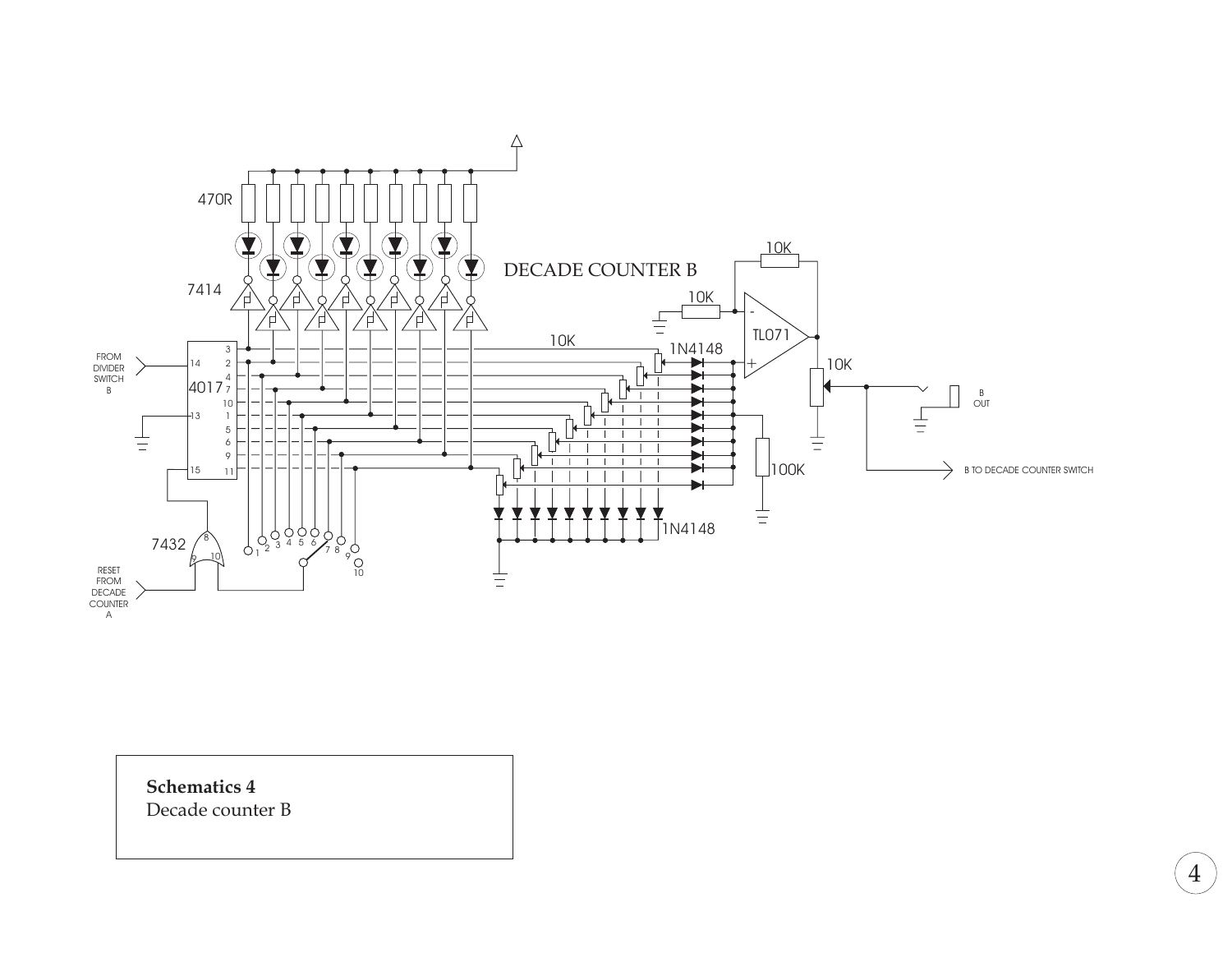**Schematics 4**
Decade counter B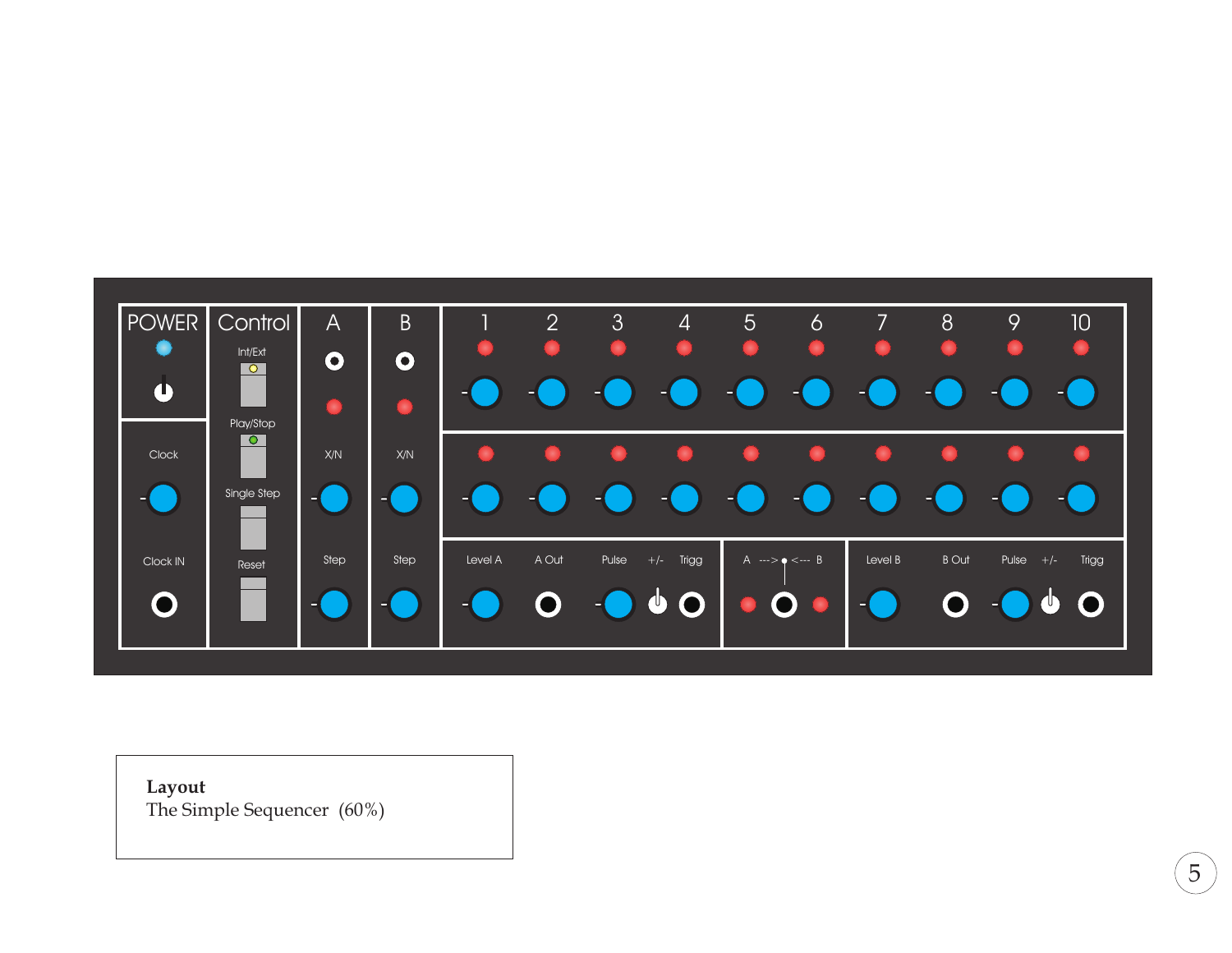POWER

Control

Int/Ext

Play/Stop

Single Step

Reset

Clock

Clock IN

A

X/N

Step

B

X/N

Step

1 2 3 4 5 6 7 8 9 10

Level A   A Out   Pulse   +/-   Trigg

A ---> <--- B

Level B   B Out   Pulse   +/-   Trigg

**Layout**
The Simple Sequencer (60%)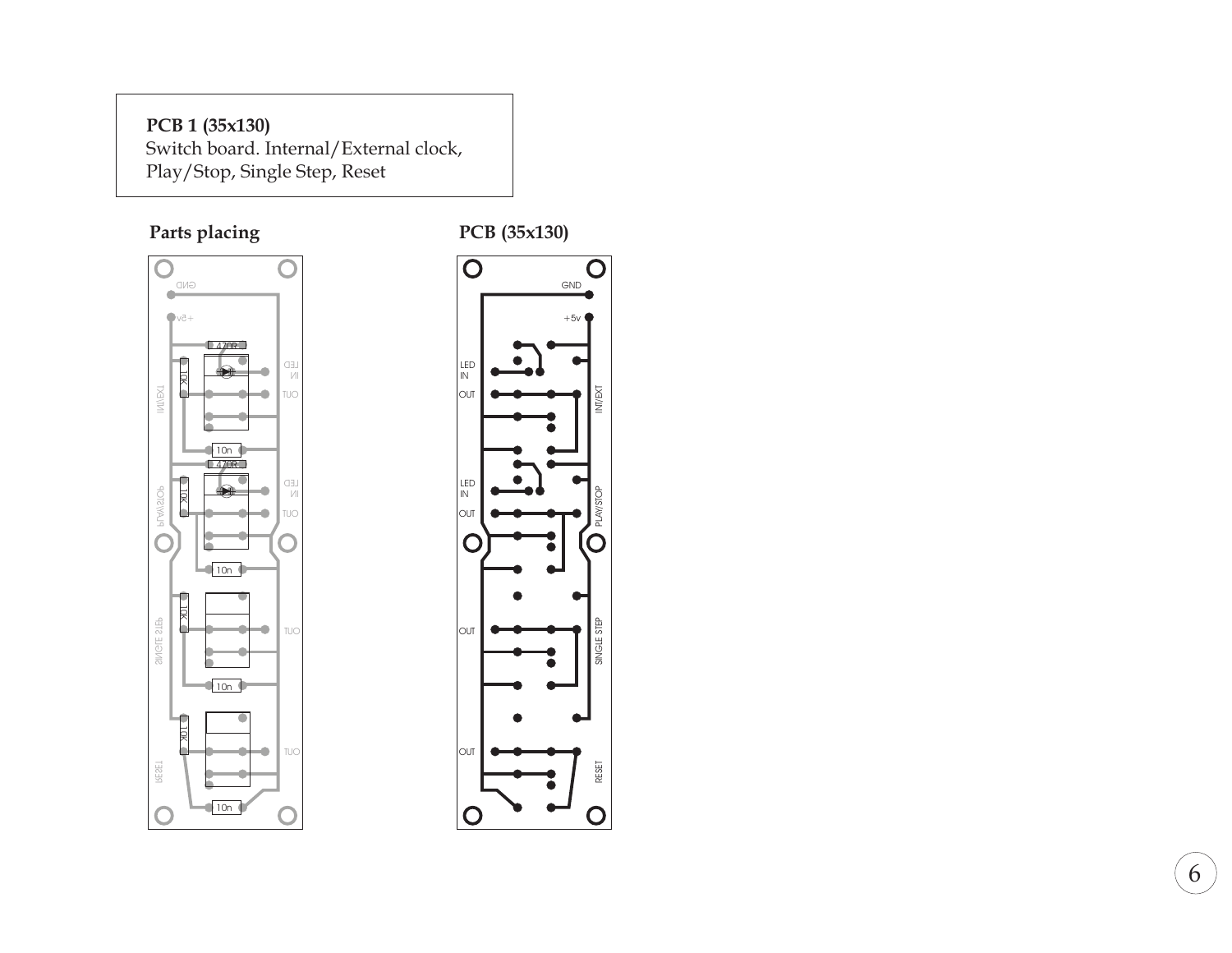**PCB 1 (35x130)**
Switch board. Internal/External clock,
Play/Stop, Single Step, Reset

**Parts placing**

**PCB (35x130)**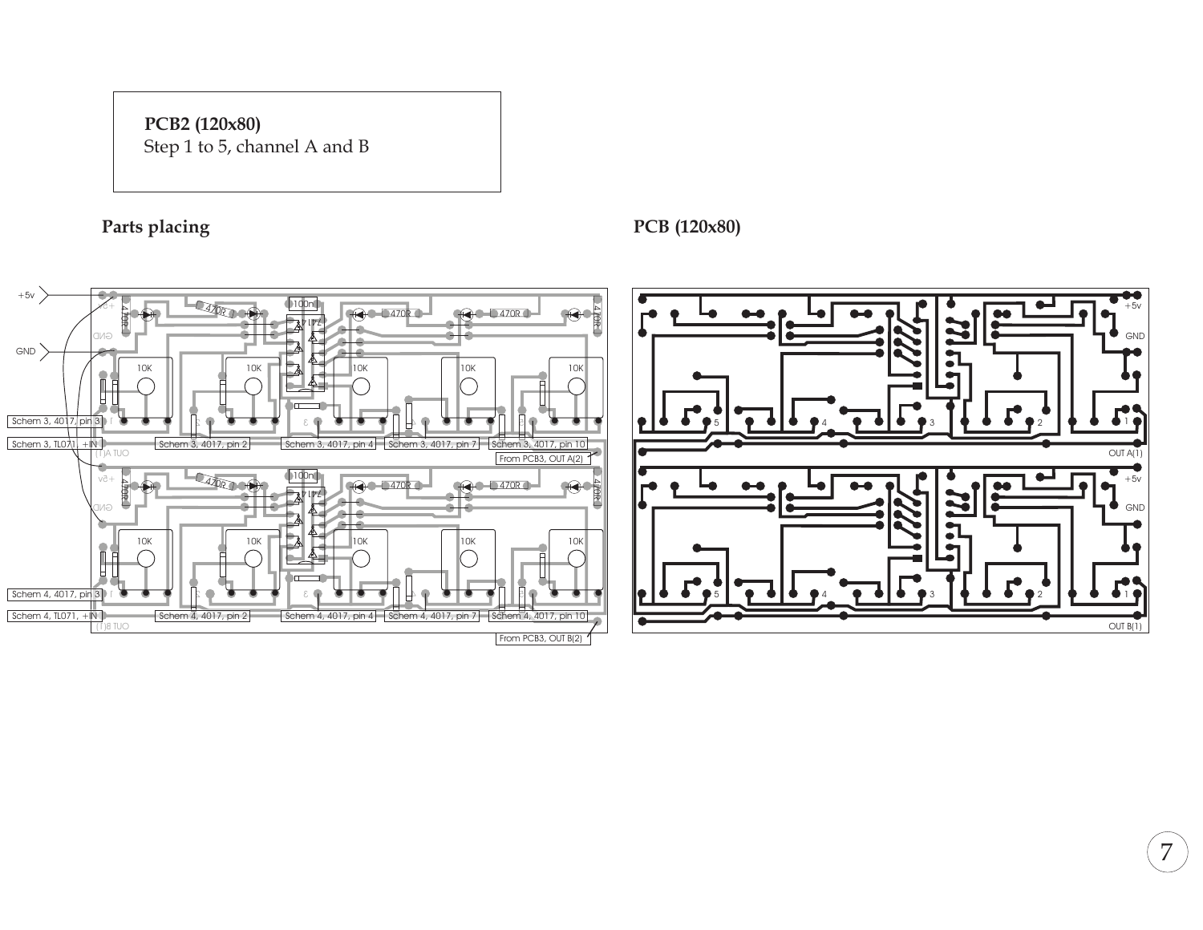**PCB2 (120x80)**
Step 1 to 5, channel A and B

**Parts placing**

**PCB (120x80)**

+5v

GND

Schem 3, 4017, pin 3

Schem 3, TL071, +IN

Schem 3, 4017, pin 2

Schem 3, 4017, pin 4

Schem 3, 4017, pin 7

Schem 3, 4017, pin 10

From PCB3, OUT A(2)

Schem 4, 4017, pin 3

Schem 4, TL071, +IN

Schem 4, 4017, pin 2

Schem 4, 4017, pin 4

Schem 4, 4017, pin 7

Schem 4, 4017, pin 10

From PCB3, OUT B(2)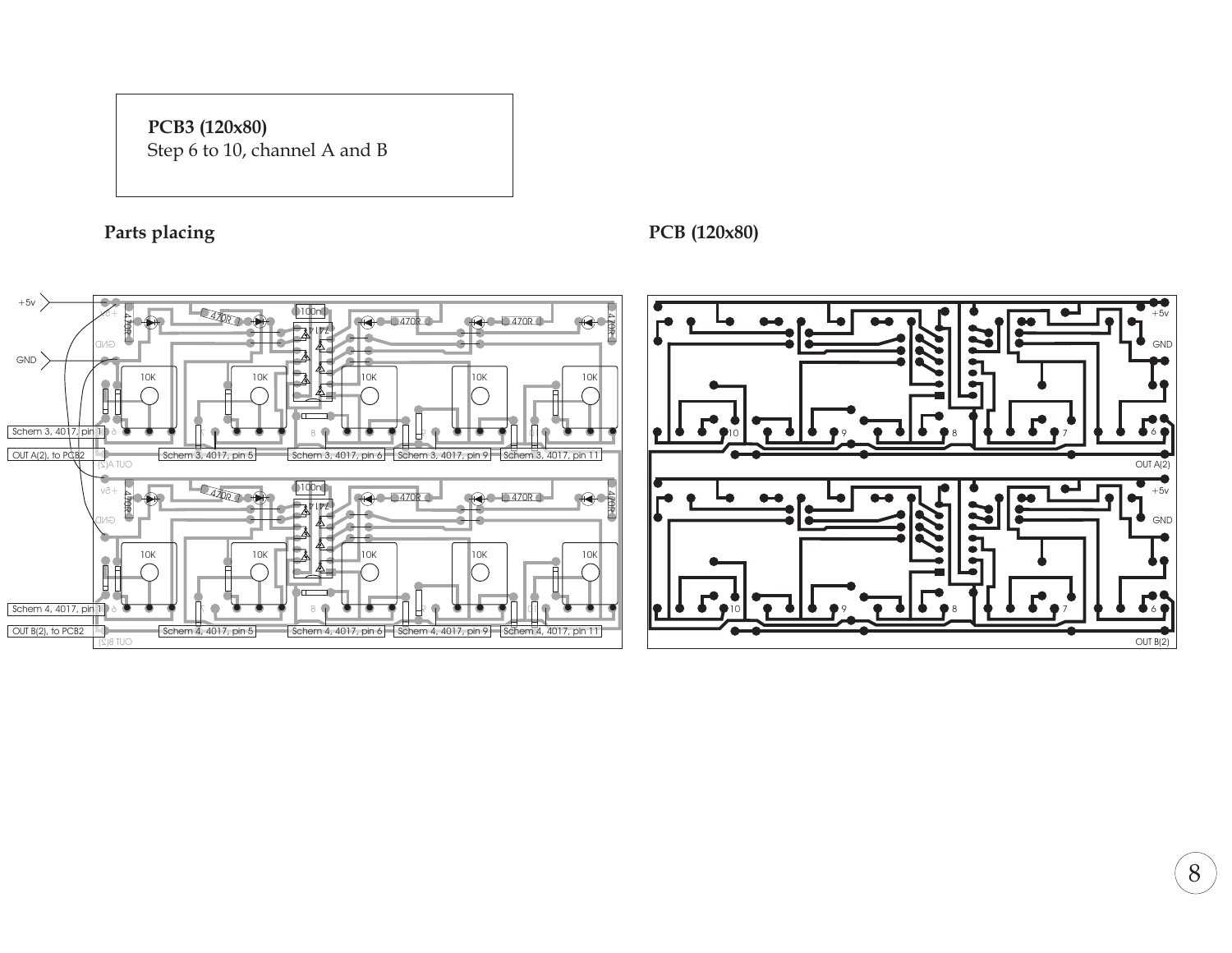**PCB3 (120x80)**
Step 6 to 10, channel A and B

**Parts placing**

**PCB (120x80)**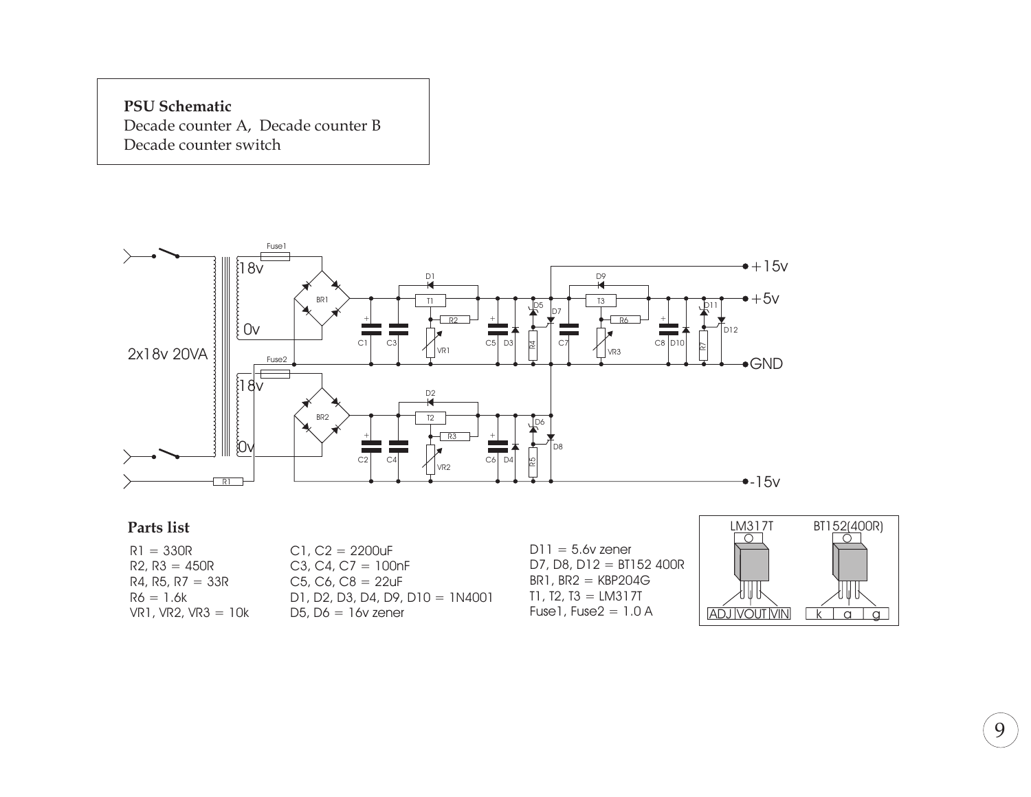**PSU Schematic**
Decade counter A, Decade counter B
Decade counter switch

## Parts list

R1 = 330R
R2, R3 = 450R
R4, R5, R7 = 33R
R6 = 1.6k
VR1, VR2, VR3 = 10k

C1, C2 = 2200uF
C3, C4, C7 = 100nF
C5, C6, C8 = 22uF
D1, D2, D3, D4, D9, D10 = 1N4001
D5, D6 = 16v zener

D11 = 5.6v zener
D7, D8, D12 = BT152 400R
BR1, BR2 = KBP204G
T1, T2, T3 = LM317T
Fuse1, Fuse2 = 1.0 A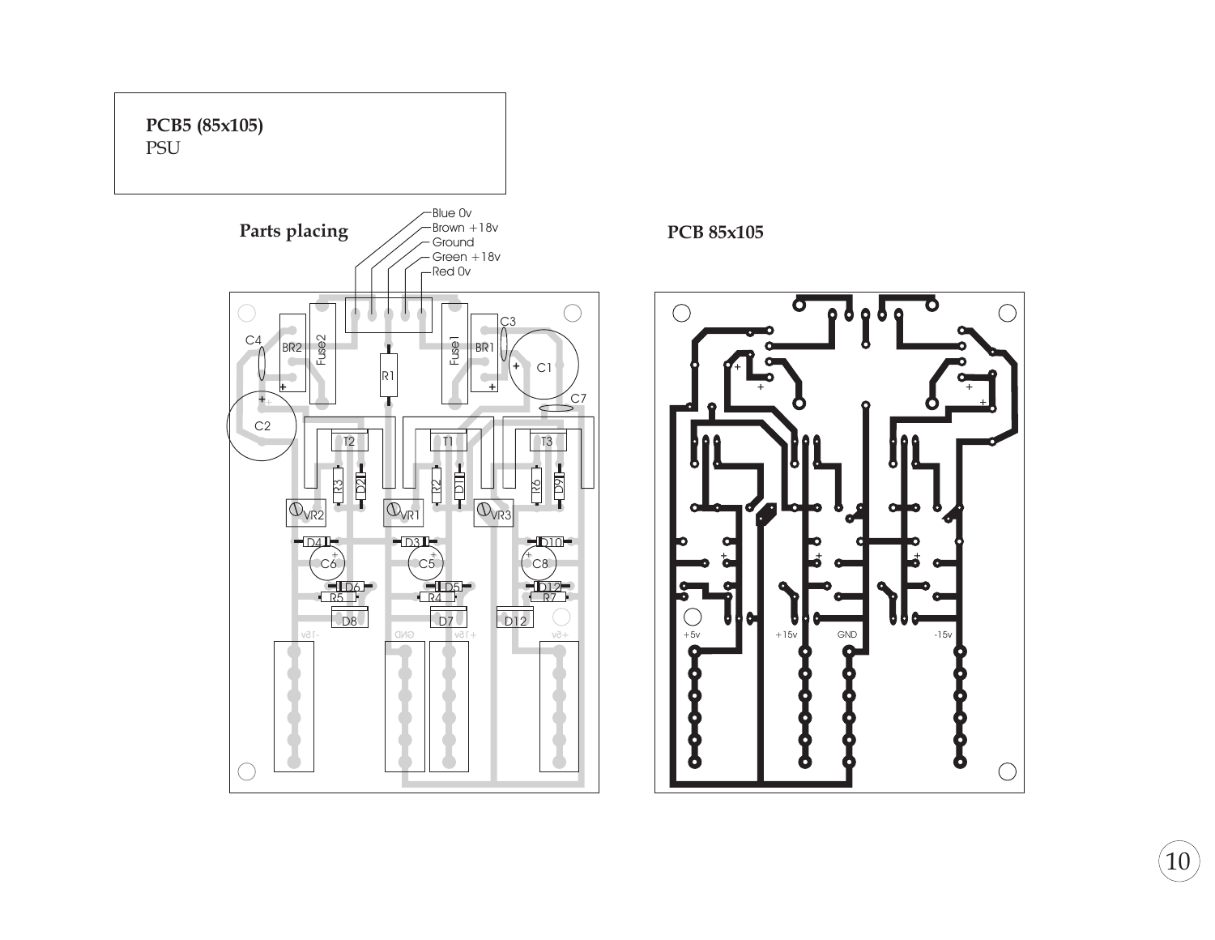**PCB5 (85x105)**
PSU

**Parts placing**

Blue 0v
Brown +18v
Ground
Green +18v
Red 0v

C4
BR2
Fuse2
R1
Fuse1
BR1
C3
C1
C7
C2
T2
T1
T3
R3
D2
R2
D1
R6
D9
VR2
VR1
VR3
D4
D3
D10
C6
C5
C8
D6
D5
D12
R5
R4
R7
D8
D7
D12

**PCB 85x105**

+5v
+15v
GND
-15v